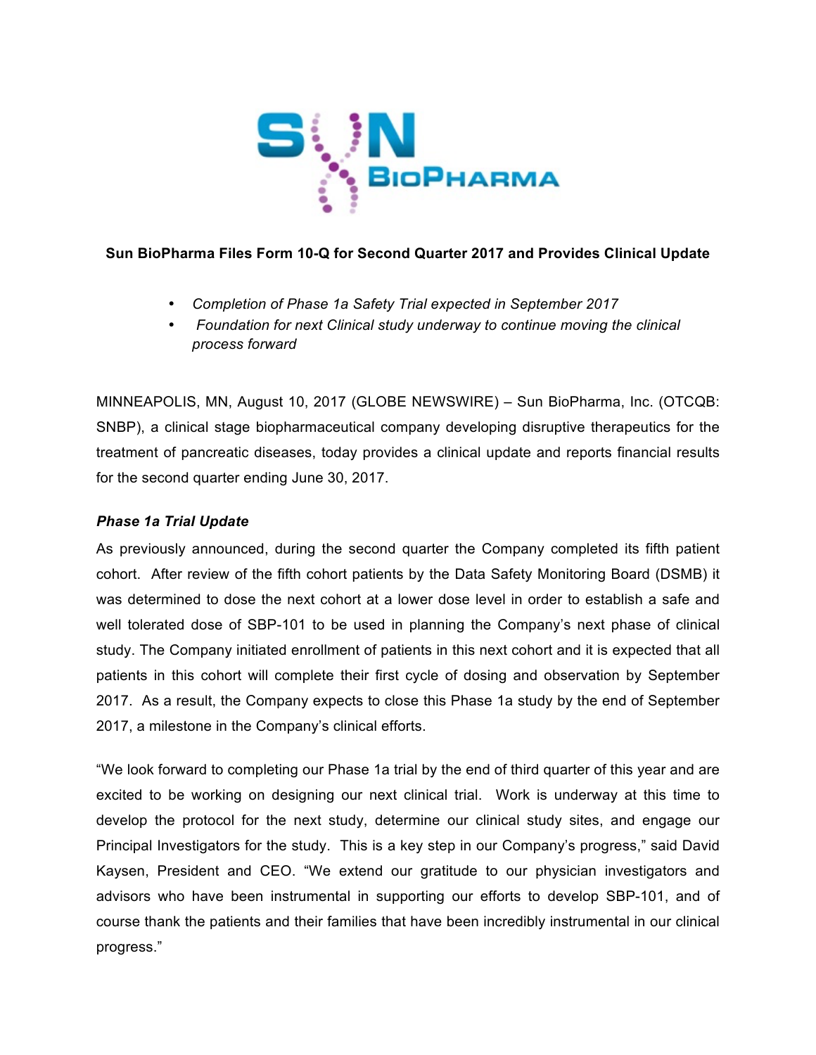# Sun BioPharma Files Form 10-Q for Second Quarter 2017 and Provides Clinical Update

- *Completion of Phase 1a Safety Trial expected in September 2017*
- *Foundation for next Clinical study underway to continue moving the clinical process forward*

MINNEAPOLIS, MN, August 10, 2017 (GLOBE NEWSWIRE) – Sun BioPharma, Inc. (OTCQB: SNBP), a clinical stage biopharmaceutical company developing disruptive therapeutics for the treatment of pancreatic diseases, today provides a clinical update and reports financial results for the second quarter ending June 30, 2017.

### *Phase 1a Trial Update*

As previously announced, during the second quarter the Company completed its fifth patient cohort. After review of the fifth cohort patients by the Data Safety Monitoring Board (DSMB) it was determined to dose the next cohort at a lower dose level in order to establish a safe and well tolerated dose of SBP-101 to be used in planning the Company's next phase of clinical study. The Company initiated enrollment of patients in this next cohort and it is expected that all patients in this cohort will complete their first cycle of dosing and observation by September 2017. As a result, the Company expects to close this Phase 1a study by the end of September 2017, a milestone in the Company's clinical efforts.

"We look forward to completing our Phase 1a trial by the end of third quarter of this year and are excited to be working on designing our next clinical trial. Work is underway at this time to develop the protocol for the next study, determine our clinical study sites, and engage our Principal Investigators for the study. This is a key step in our Company's progress," said David Kaysen, President and CEO. "We extend our gratitude to our physician investigators and advisors who have been instrumental in supporting our efforts to develop SBP-101, and of course thank the patients and their families that have been incredibly instrumental in our clinical progress."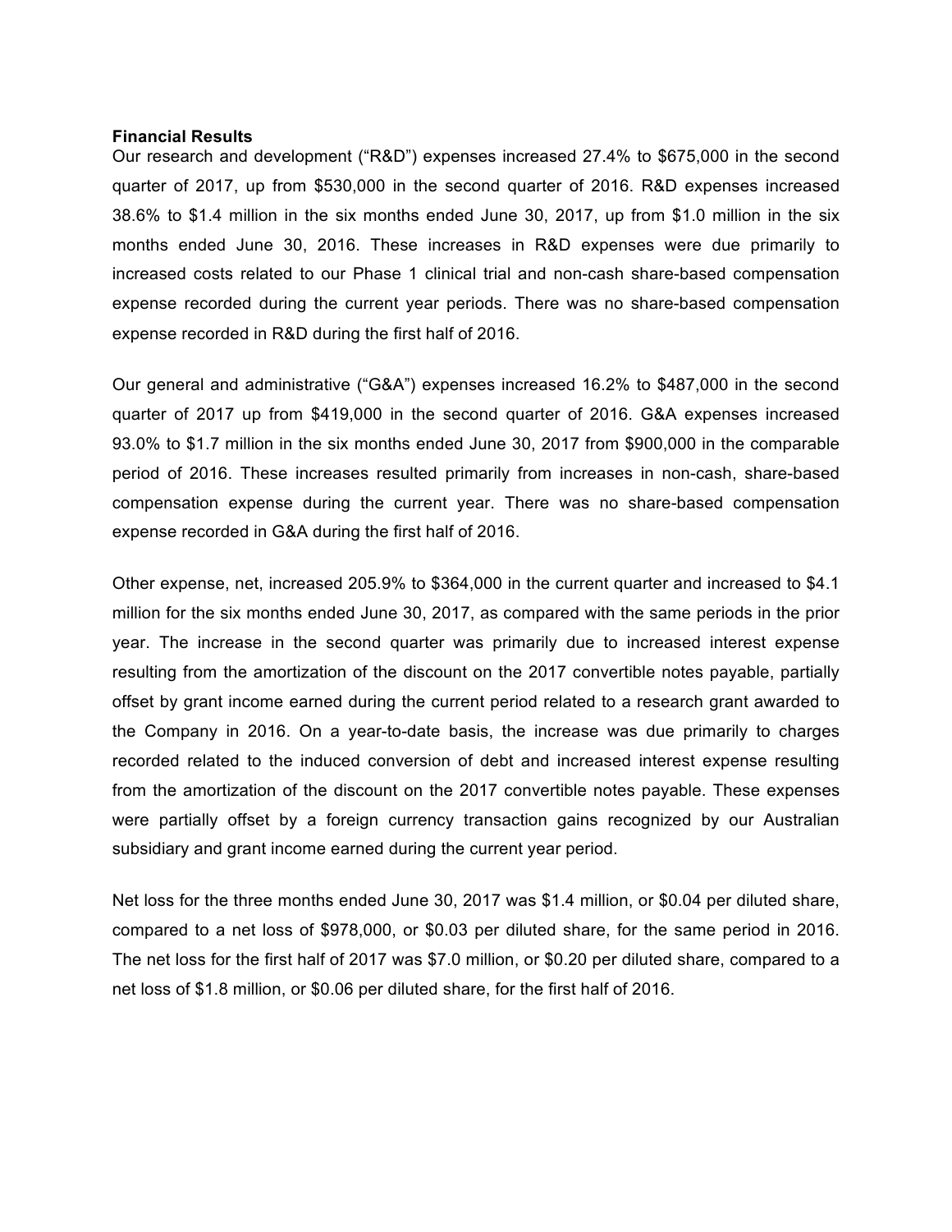**Financial Results**

Our research and development ("R&D") expenses increased 27.4% to $675,000 in the second quarter of 2017, up from $530,000 in the second quarter of 2016. R&D expenses increased 38.6% to $1.4 million in the six months ended June 30, 2017, up from $1.0 million in the six months ended June 30, 2016. These increases in R&D expenses were due primarily to increased costs related to our Phase 1 clinical trial and non-cash share-based compensation expense recorded during the current year periods. There was no share-based compensation expense recorded in R&D during the first half of 2016.

Our general and administrative ("G&A") expenses increased 16.2% to $487,000 in the second quarter of 2017 up from $419,000 in the second quarter of 2016. G&A expenses increased 93.0% to $1.7 million in the six months ended June 30, 2017 from $900,000 in the comparable period of 2016. These increases resulted primarily from increases in non-cash, share-based compensation expense during the current year. There was no share-based compensation expense recorded in G&A during the first half of 2016.

Other expense, net, increased 205.9% to $364,000 in the current quarter and increased to $4.1 million for the six months ended June 30, 2017, as compared with the same periods in the prior year. The increase in the second quarter was primarily due to increased interest expense resulting from the amortization of the discount on the 2017 convertible notes payable, partially offset by grant income earned during the current period related to a research grant awarded to the Company in 2016. On a year-to-date basis, the increase was due primarily to charges recorded related to the induced conversion of debt and increased interest expense resulting from the amortization of the discount on the 2017 convertible notes payable. These expenses were partially offset by a foreign currency transaction gains recognized by our Australian subsidiary and grant income earned during the current year period.

Net loss for the three months ended June 30, 2017 was $1.4 million, or $0.04 per diluted share, compared to a net loss of $978,000, or $0.03 per diluted share, for the same period in 2016. The net loss for the first half of 2017 was $7.0 million, or $0.20 per diluted share, compared to a net loss of $1.8 million, or $0.06 per diluted share, for the first half of 2016.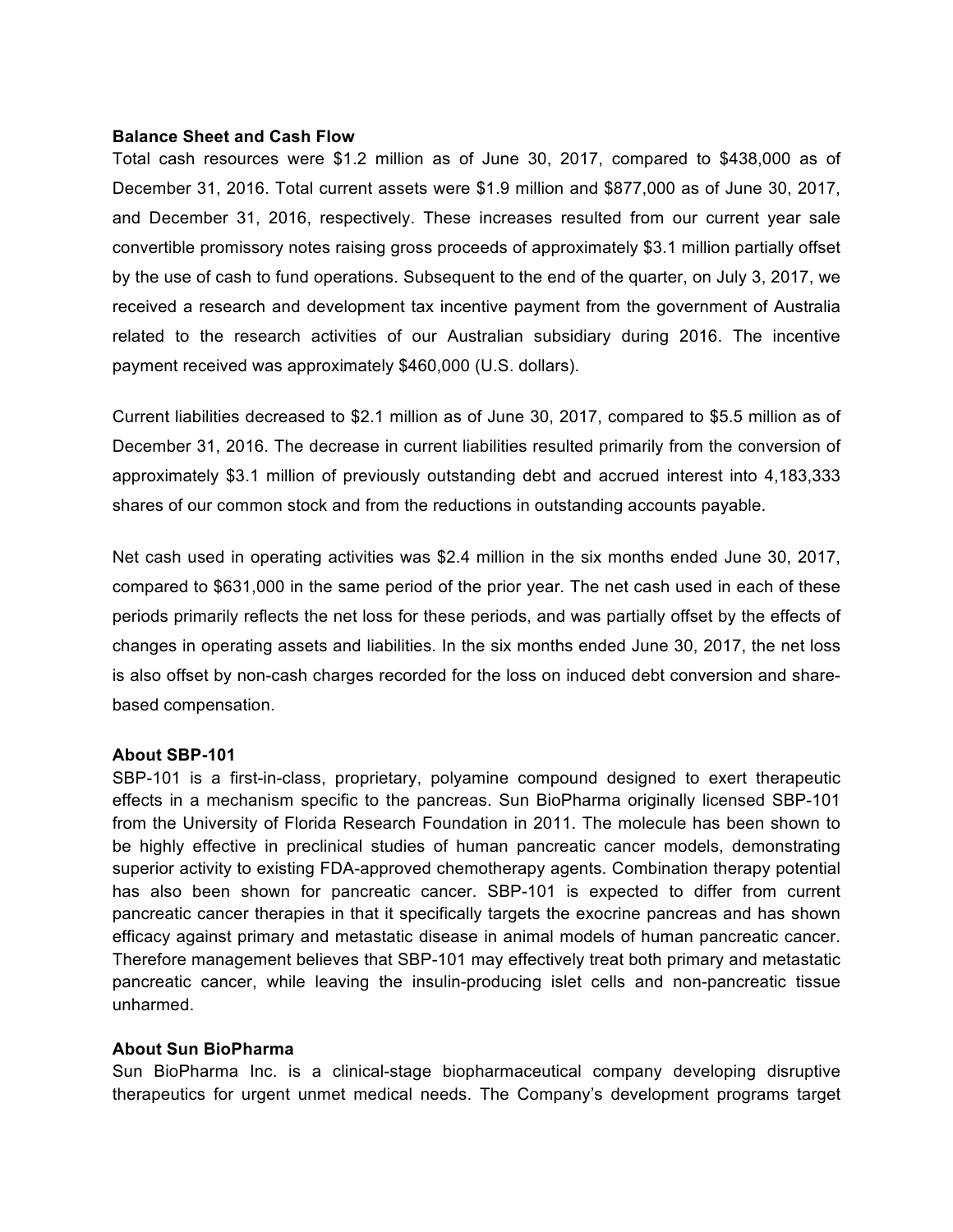**Balance Sheet and Cash Flow**

Total cash resources were $1.2 million as of June 30, 2017, compared to $438,000 as of December 31, 2016. Total current assets were $1.9 million and $877,000 as of June 30, 2017, and December 31, 2016, respectively. These increases resulted from our current year sale convertible promissory notes raising gross proceeds of approximately $3.1 million partially offset by the use of cash to fund operations. Subsequent to the end of the quarter, on July 3, 2017, we received a research and development tax incentive payment from the government of Australia related to the research activities of our Australian subsidiary during 2016. The incentive payment received was approximately $460,000 (U.S. dollars).

Current liabilities decreased to $2.1 million as of June 30, 2017, compared to $5.5 million as of December 31, 2016. The decrease in current liabilities resulted primarily from the conversion of approximately $3.1 million of previously outstanding debt and accrued interest into 4,183,333 shares of our common stock and from the reductions in outstanding accounts payable.

Net cash used in operating activities was $2.4 million in the six months ended June 30, 2017, compared to $631,000 in the same period of the prior year. The net cash used in each of these periods primarily reflects the net loss for these periods, and was partially offset by the effects of changes in operating assets and liabilities. In the six months ended June 30, 2017, the net loss is also offset by non-cash charges recorded for the loss on induced debt conversion and share-based compensation.

**About SBP-101**

SBP-101 is a first-in-class, proprietary, polyamine compound designed to exert therapeutic effects in a mechanism specific to the pancreas. Sun BioPharma originally licensed SBP-101 from the University of Florida Research Foundation in 2011. The molecule has been shown to be highly effective in preclinical studies of human pancreatic cancer models, demonstrating superior activity to existing FDA-approved chemotherapy agents. Combination therapy potential has also been shown for pancreatic cancer. SBP-101 is expected to differ from current pancreatic cancer therapies in that it specifically targets the exocrine pancreas and has shown efficacy against primary and metastatic disease in animal models of human pancreatic cancer. Therefore management believes that SBP-101 may effectively treat both primary and metastatic pancreatic cancer, while leaving the insulin-producing islet cells and non-pancreatic tissue unharmed.

**About Sun BioPharma**

Sun BioPharma Inc. is a clinical-stage biopharmaceutical company developing disruptive therapeutics for urgent unmet medical needs. The Company's development programs target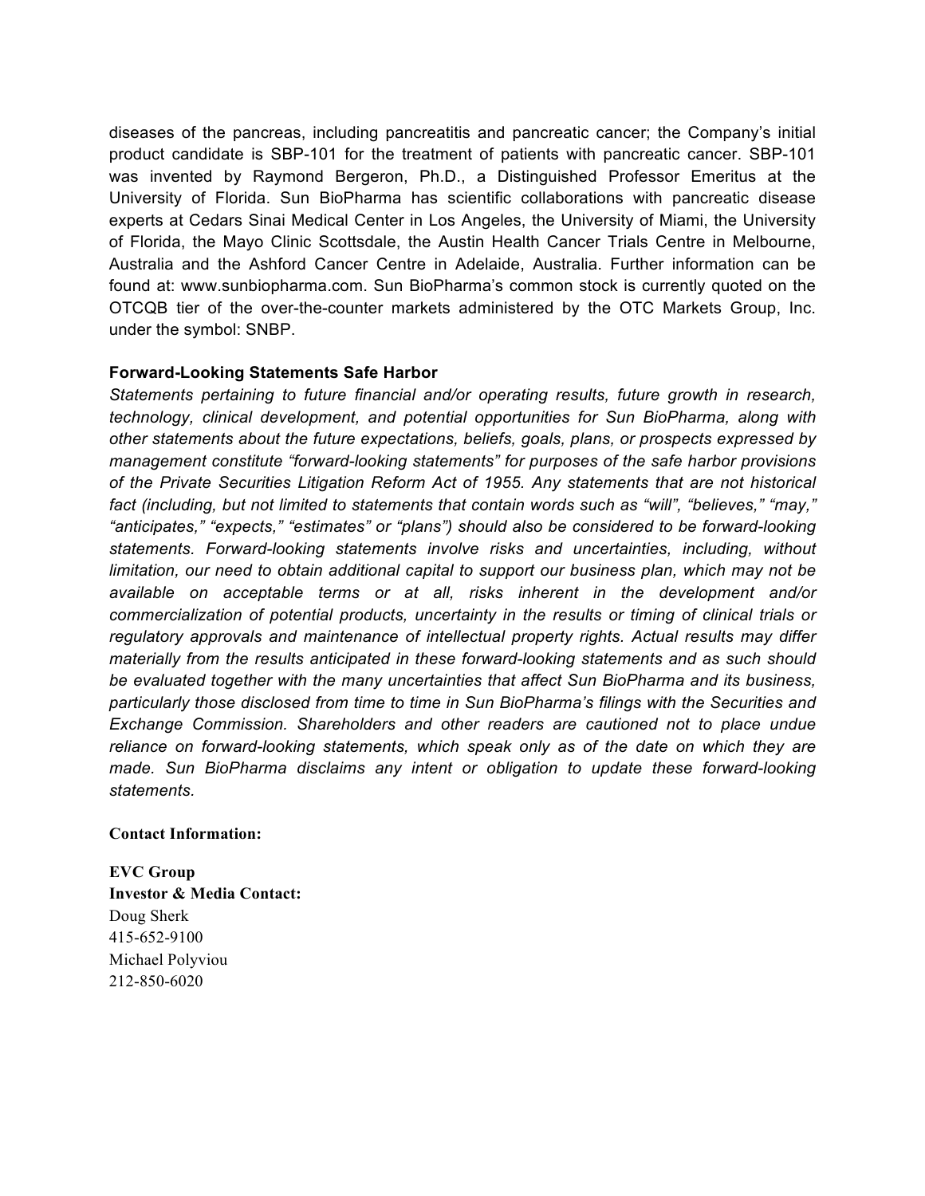diseases of the pancreas, including pancreatitis and pancreatic cancer; the Company's initial product candidate is SBP-101 for the treatment of patients with pancreatic cancer. SBP-101 was invented by Raymond Bergeron, Ph.D., a Distinguished Professor Emeritus at the University of Florida. Sun BioPharma has scientific collaborations with pancreatic disease experts at Cedars Sinai Medical Center in Los Angeles, the University of Miami, the University of Florida, the Mayo Clinic Scottsdale, the Austin Health Cancer Trials Centre in Melbourne, Australia and the Ashford Cancer Centre in Adelaide, Australia. Further information can be found at: www.sunbiopharma.com. Sun BioPharma's common stock is currently quoted on the OTCQB tier of the over-the-counter markets administered by the OTC Markets Group, Inc. under the symbol: SNBP.

**Forward-Looking Statements Safe Harbor**

*Statements pertaining to future financial and/or operating results, future growth in research, technology, clinical development, and potential opportunities for Sun BioPharma, along with other statements about the future expectations, beliefs, goals, plans, or prospects expressed by management constitute "forward-looking statements" for purposes of the safe harbor provisions of the Private Securities Litigation Reform Act of 1955. Any statements that are not historical fact (including, but not limited to statements that contain words such as "will", "believes," "may," "anticipates," "expects," "estimates" or "plans") should also be considered to be forward-looking statements. Forward-looking statements involve risks and uncertainties, including, without limitation, our need to obtain additional capital to support our business plan, which may not be available on acceptable terms or at all, risks inherent in the development and/or commercialization of potential products, uncertainty in the results or timing of clinical trials or regulatory approvals and maintenance of intellectual property rights. Actual results may differ materially from the results anticipated in these forward-looking statements and as such should be evaluated together with the many uncertainties that affect Sun BioPharma and its business, particularly those disclosed from time to time in Sun BioPharma's filings with the Securities and Exchange Commission. Shareholders and other readers are cautioned not to place undue reliance on forward-looking statements, which speak only as of the date on which they are made. Sun BioPharma disclaims any intent or obligation to update these forward-looking statements.*

**Contact Information:**

**EVC Group**
**Investor & Media Contact:**
Doug Sherk
415-652-9100
Michael Polyviou
212-850-6020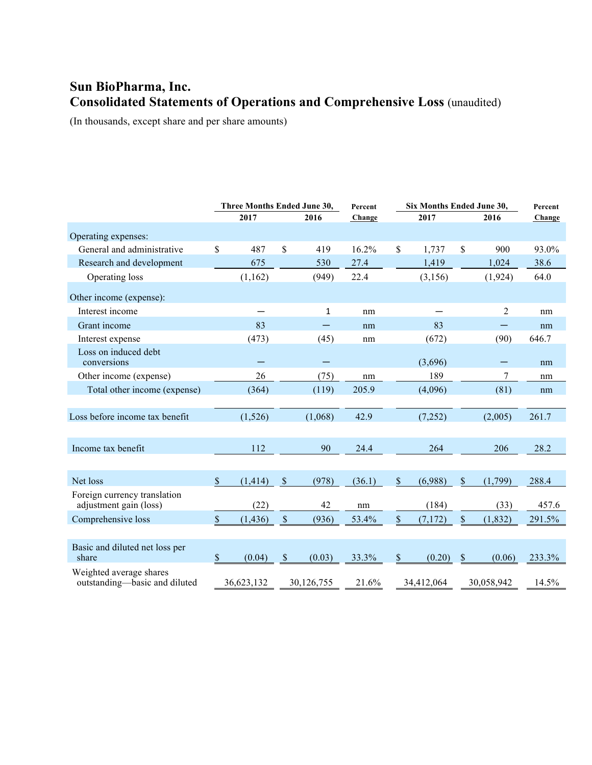# Sun BioPharma, Inc.

## Consolidated Statements of Operations and Comprehensive Loss (unaudited)

(In thousands, except share and per share amounts)

| | Three Months Ended June 30, | | Percent | Six Months Ended June 30, | | Percent |
|---|---|---|---|---|---|---|
| | 2017 | 2016 | Change | 2017 | 2016 | Change |
| Operating expenses: | | | | | | |
| General and administrative | $ 487 | $ 419 | 16.2% | $ 1,737 | $ 900 | 93.0% |
| Research and development | 675 | 530 | 27.4 | 1,419 | 1,024 | 38.6 |
| Operating loss | (1,162) | (949) | 22.4 | (3,156) | (1,924) | 64.0 |
| Other income (expense): | | | | | | |
| Interest income | — | 1 | nm | — | 2 | nm |
| Grant income | 83 | — | nm | 83 | — | nm |
| Interest expense | (473) | (45) | nm | (672) | (90) | 646.7 |
| Loss on induced debt conversions | — | — | | (3,696) | — | nm |
| Other income (expense) | 26 | (75) | nm | 189 | 7 | nm |
| Total other income (expense) | (364) | (119) | 205.9 | (4,096) | (81) | nm |
| Loss before income tax benefit | (1,526) | (1,068) | 42.9 | (7,252) | (2,005) | 261.7 |
| Income tax benefit | 112 | 90 | 24.4 | 264 | 206 | 28.2 |
| Net loss | $ (1,414) | $ (978) | (36.1) | $ (6,988) | $ (1,799) | 288.4 |
| Foreign currency translation adjustment gain (loss) | (22) | 42 | nm | (184) | (33) | 457.6 |
| Comprehensive loss | $ (1,436) | $ (936) | 53.4% | $ (7,172) | $ (1,832) | 291.5% |
| Basic and diluted net loss per share | $ (0.04) | $ (0.03) | 33.3% | $ (0.20) | $ (0.06) | 233.3% |
| Weighted average shares outstanding—basic and diluted | 36,623,132 | 30,126,755 | 21.6% | 34,412,064 | 30,058,942 | 14.5% |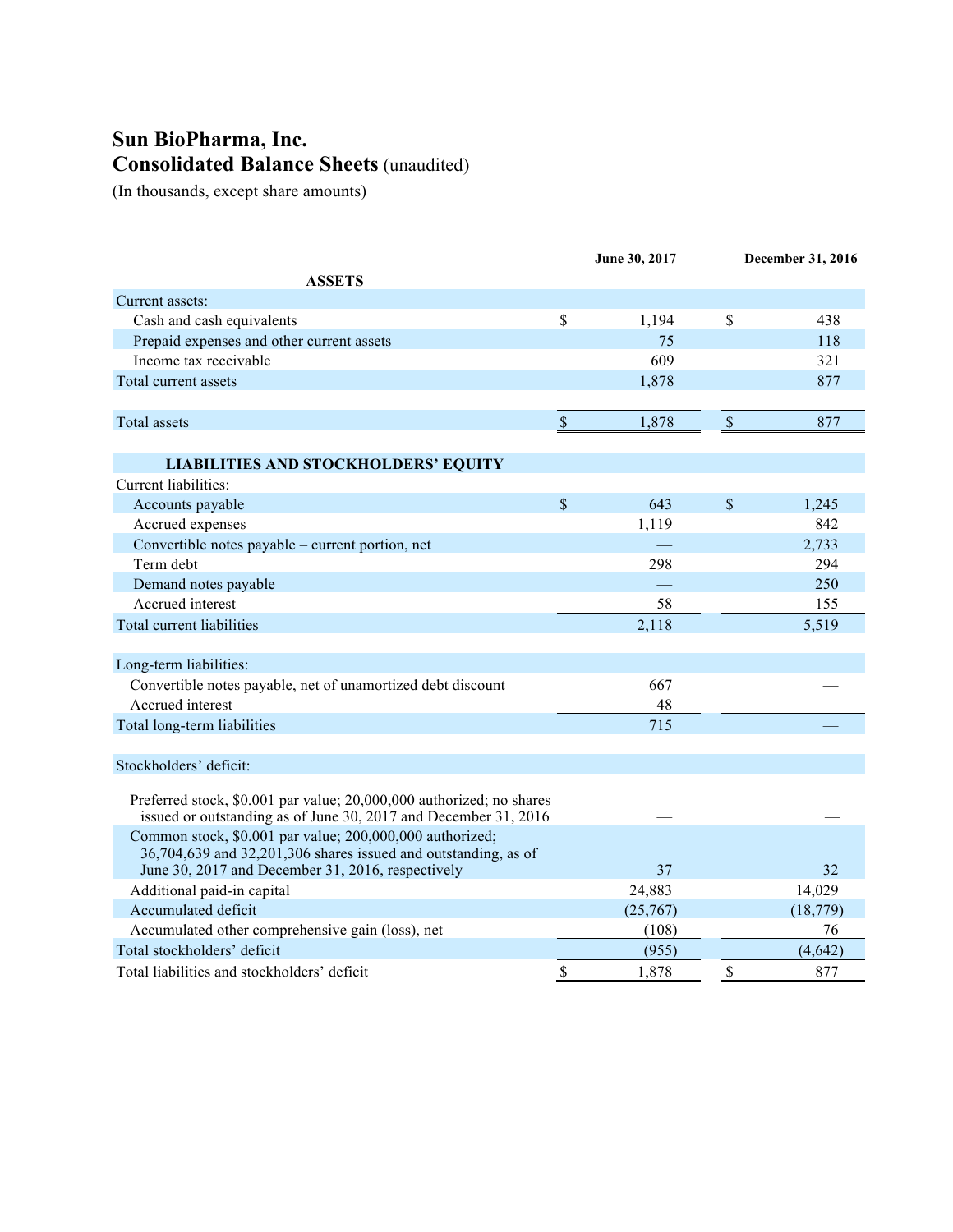# Sun BioPharma, Inc.

## Consolidated Balance Sheets (unaudited)

(In thousands, except share amounts)

| | June 30, 2017 | December 31, 2016 |
|---|---|---|
| **ASSETS** | | |
| Current assets: | | |
| Cash and cash equivalents | $ 1,194 | $ 438 |
| Prepaid expenses and other current assets | 75 | 118 |
| Income tax receivable | 609 | 321 |
| Total current assets | 1,878 | 877 |
| | | |
| Total assets | $ 1,878 | $ 877 |
| | | |
| **LIABILITIES AND STOCKHOLDERS' EQUITY** | | |
| Current liabilities: | | |
| Accounts payable | $ 643 | $ 1,245 |
| Accrued expenses | 1,119 | 842 |
| Convertible notes payable – current portion, net | — | 2,733 |
| Term debt | 298 | 294 |
| Demand notes payable | — | 250 |
| Accrued interest | 58 | 155 |
| Total current liabilities | 2,118 | 5,519 |
| | | |
| Long-term liabilities: | | |
| Convertible notes payable, net of unamortized debt discount | 667 | — |
| Accrued interest | 48 | — |
| Total long-term liabilities | 715 | — |
| | | |
| Stockholders' deficit: | | |
| Preferred stock, $0.001 par value; 20,000,000 authorized; no shares issued or outstanding as of June 30, 2017 and December 31, 2016 | — | — |
| Common stock, $0.001 par value; 200,000,000 authorized; 36,704,639 and 32,201,306 shares issued and outstanding, as of June 30, 2017 and December 31, 2016, respectively | 37 | 32 |
| Additional paid-in capital | 24,883 | 14,029 |
| Accumulated deficit | (25,767) | (18,779) |
| Accumulated other comprehensive gain (loss), net | (108) | 76 |
| Total stockholders' deficit | (955) | (4,642) |
| Total liabilities and stockholders' deficit | $ 1,878 | $ 877 |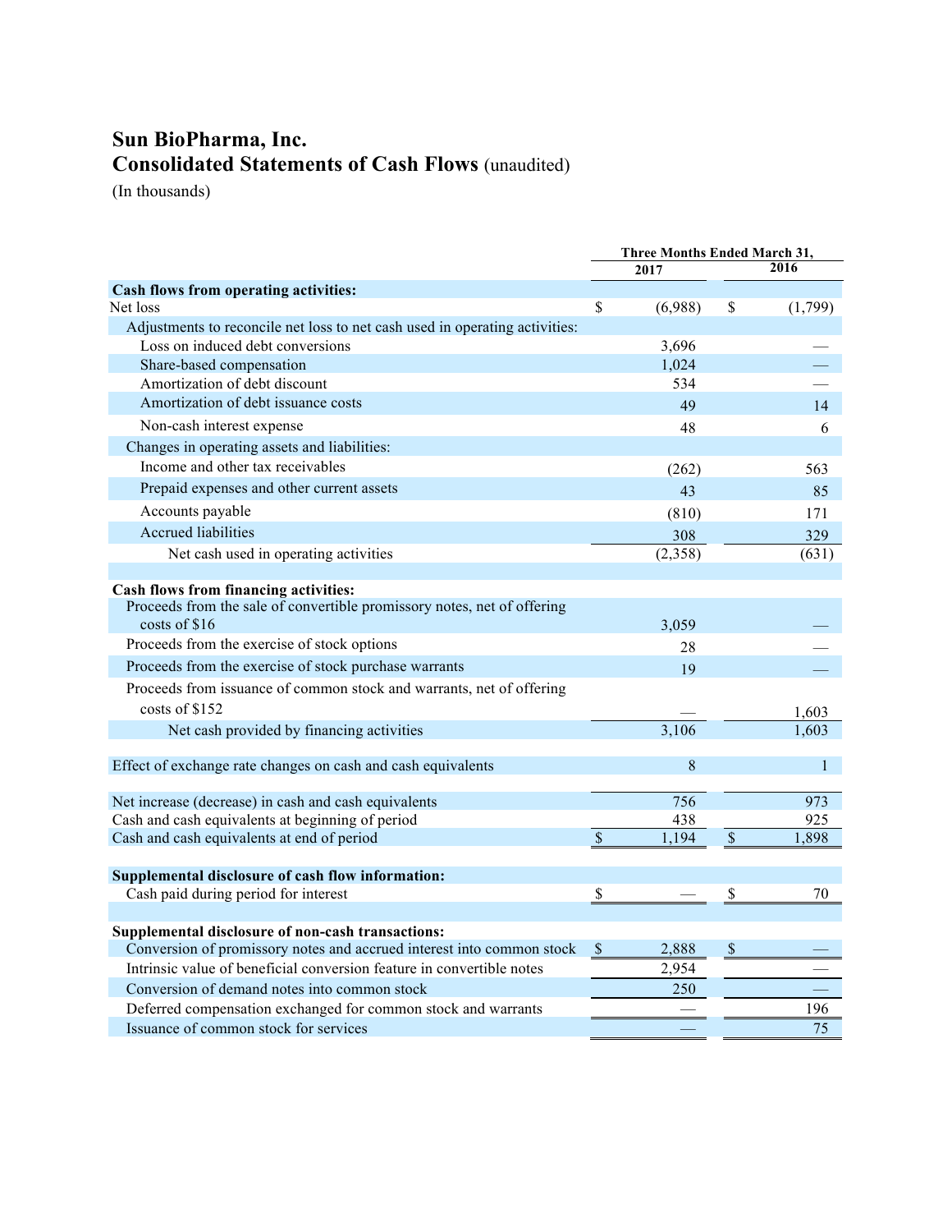# Sun BioPharma, Inc.

## Consolidated Statements of Cash Flows (unaudited)

(In thousands)

| | Three Months Ended March 31, 2017 | 2016 |
|---|---|---|
| **Cash flows from operating activities:** | | |
| Net loss | $ (6,988) | $ (1,799) |
| Adjustments to reconcile net loss to net cash used in operating activities: | | |
| Loss on induced debt conversions | 3,696 | — |
| Share-based compensation | 1,024 | — |
| Amortization of debt discount | 534 | — |
| Amortization of debt issuance costs | 49 | 14 |
| Non-cash interest expense | 48 | 6 |
| Changes in operating assets and liabilities: | | |
| Income and other tax receivables | (262) | 563 |
| Prepaid expenses and other current assets | 43 | 85 |
| Accounts payable | (810) | 171 |
| Accrued liabilities | 308 | 329 |
| Net cash used in operating activities | (2,358) | (631) |
| | | |
| **Cash flows from financing activities:** | | |
| Proceeds from the sale of convertible promissory notes, net of offering costs of $16 | 3,059 | — |
| Proceeds from the exercise of stock options | 28 | — |
| Proceeds from the exercise of stock purchase warrants | 19 | — |
| Proceeds from issuance of common stock and warrants, net of offering costs of $152 | — | 1,603 |
| Net cash provided by financing activities | 3,106 | 1,603 |
| | | |
| Effect of exchange rate changes on cash and cash equivalents | 8 | 1 |
| | | |
| Net increase (decrease) in cash and cash equivalents | 756 | 973 |
| Cash and cash equivalents at beginning of period | 438 | 925 |
| Cash and cash equivalents at end of period | $ 1,194 | $ 1,898 |
| | | |
| **Supplemental disclosure of cash flow information:** | | |
| Cash paid during period for interest | $ — | $ 70 |
| | | |
| **Supplemental disclosure of non-cash transactions:** | | |
| Conversion of promissory notes and accrued interest into common stock | $ 2,888 | $ — |
| Intrinsic value of beneficial conversion feature in convertible notes | 2,954 | — |
| Conversion of demand notes into common stock | 250 | — |
| Deferred compensation exchanged for common stock and warrants | — | 196 |
| Issuance of common stock for services | — | 75 |